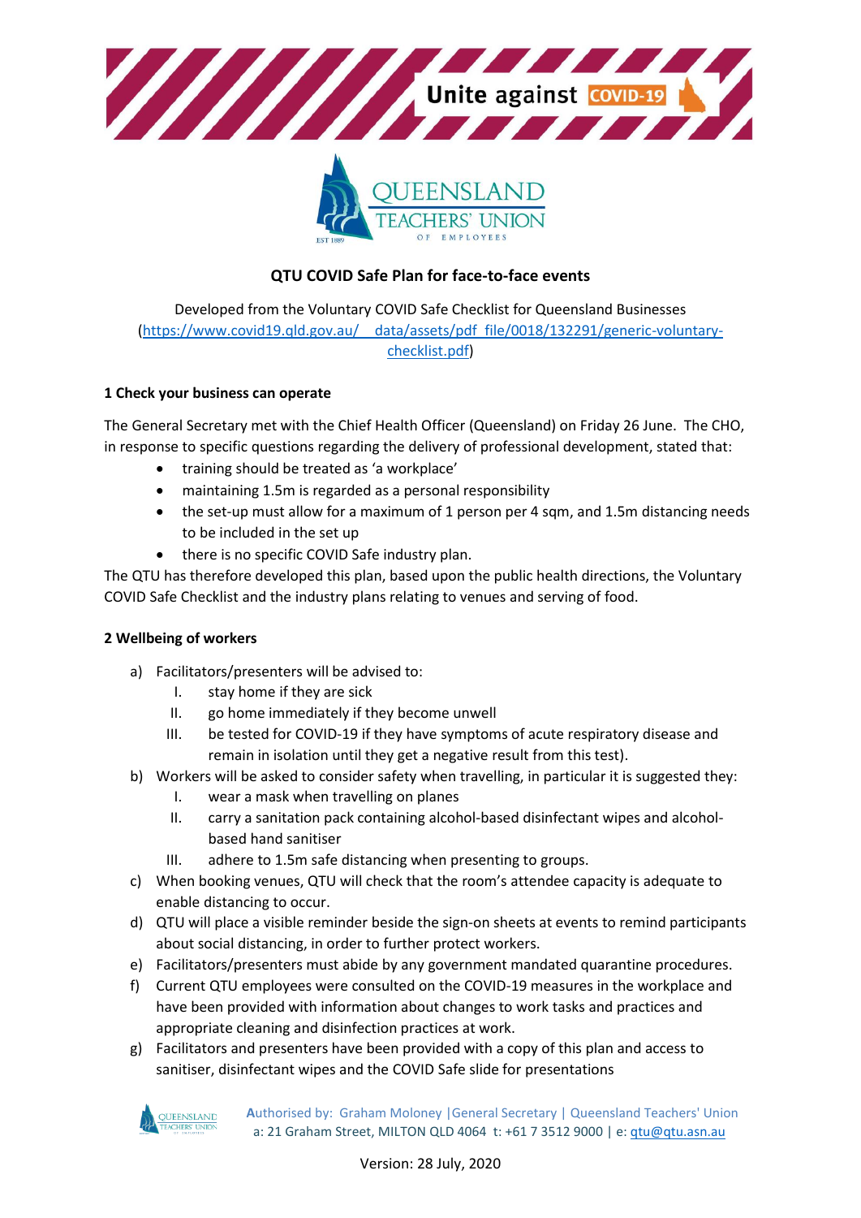Unite against COVID-19

QUEENSLAND TEACHERS' UNION OF EMPLOYEES

EST 1889

## QTU COVID Safe Plan for face-to-face events

Developed from the Voluntary COVID Safe Checklist for Queensland Businesses (https://www.covid19.qld.gov.au/__data/assets/pdf_file/0018/132291/generic-voluntary-checklist.pdf)

### 1 Check your business can operate

The General Secretary met with the Chief Health Officer (Queensland) on Friday 26 June. The CHO, in response to specific questions regarding the delivery of professional development, stated that:

- training should be treated as 'a workplace'
- maintaining 1.5m is regarded as a personal responsibility
- the set-up must allow for a maximum of 1 person per 4 sqm, and 1.5m distancing needs to be included in the set up
- there is no specific COVID Safe industry plan.

The QTU has therefore developed this plan, based upon the public health directions, the Voluntary COVID Safe Checklist and the industry plans relating to venues and serving of food.

### 2 Wellbeing of workers

a) Facilitators/presenters will be advised to:
   I. stay home if they are sick
   II. go home immediately if they become unwell
   III. be tested for COVID-19 if they have symptoms of acute respiratory disease and remain in isolation until they get a negative result from this test).

b) Workers will be asked to consider safety when travelling, in particular it is suggested they:
   I. wear a mask when travelling on planes
   II. carry a sanitation pack containing alcohol-based disinfectant wipes and alcohol-based hand sanitiser
   III. adhere to 1.5m safe distancing when presenting to groups.

c) When booking venues, QTU will check that the room's attendee capacity is adequate to enable distancing to occur.

d) QTU will place a visible reminder beside the sign-on sheets at events to remind participants about social distancing, in order to further protect workers.

e) Facilitators/presenters must abide by any government mandated quarantine procedures.

f) Current QTU employees were consulted on the COVID-19 measures in the workplace and have been provided with information about changes to work tasks and practices and appropriate cleaning and disinfection practices at work.

g) Facilitators and presenters have been provided with a copy of this plan and access to sanitiser, disinfectant wipes and the COVID Safe slide for presentations

Authorised by: Graham Moloney | General Secretary | Queensland Teachers' Union
a: 21 Graham Street, MILTON QLD 4064 t: +61 7 3512 9000 | e: qtu@qtu.asn.au

Version: 28 July, 2020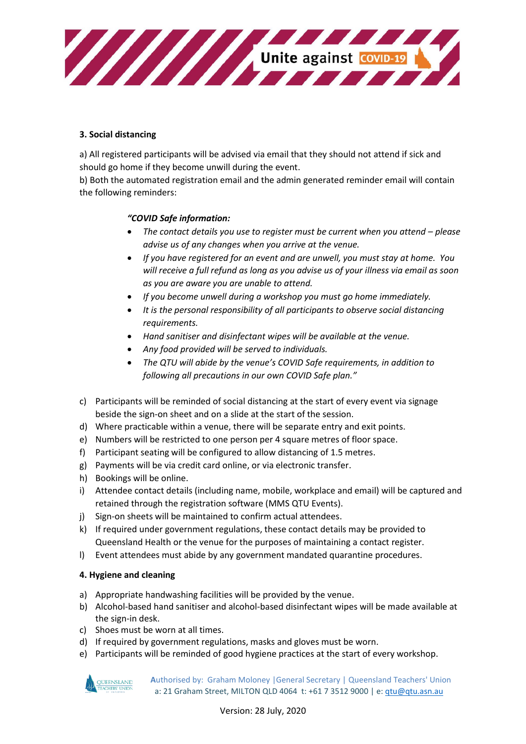### 3. Social distancing

a) All registered participants will be advised via email that they should not attend if sick and should go home if they become unwill during the event.
b) Both the automated registration email and the admin generated reminder email will contain the following reminders:

> ***"COVID Safe information:***
>
> - *The contact details you use to register must be current when you attend – please advise us of any changes when you arrive at the venue.*
> - *If you have registered for an event and are unwell, you must stay at home. You will receive a full refund as long as you advise us of your illness via email as soon as you are aware you are unable to attend.*
> - *If you become unwell during a workshop you must go home immediately.*
> - *It is the personal responsibility of all participants to observe social distancing requirements.*
> - *Hand sanitiser and disinfectant wipes will be available at the venue.*
> - *Any food provided will be served to individuals.*
> - *The QTU will abide by the venue's COVID Safe requirements, in addition to following all precautions in our own COVID Safe plan."*

c) Participants will be reminded of social distancing at the start of every event via signage beside the sign-on sheet and on a slide at the start of the session.
d) Where practicable within a venue, there will be separate entry and exit points.
e) Numbers will be restricted to one person per 4 square metres of floor space.
f) Participant seating will be configured to allow distancing of 1.5 metres.
g) Payments will be via credit card online, or via electronic transfer.
h) Bookings will be online.
i) Attendee contact details (including name, mobile, workplace and email) will be captured and retained through the registration software (MMS QTU Events).
j) Sign-on sheets will be maintained to confirm actual attendees.
k) If required under government regulations, these contact details may be provided to Queensland Health or the venue for the purposes of maintaining a contact register.
l) Event attendees must abide by any government mandated quarantine procedures.

### 4. Hygiene and cleaning

a) Appropriate handwashing facilities will be provided by the venue.
b) Alcohol-based hand sanitiser and alcohol-based disinfectant wipes will be made available at the sign-in desk.
c) Shoes must be worn at all times.
d) If required by government regulations, masks and gloves must be worn.
e) Participants will be reminded of good hygiene practices at the start of every workshop.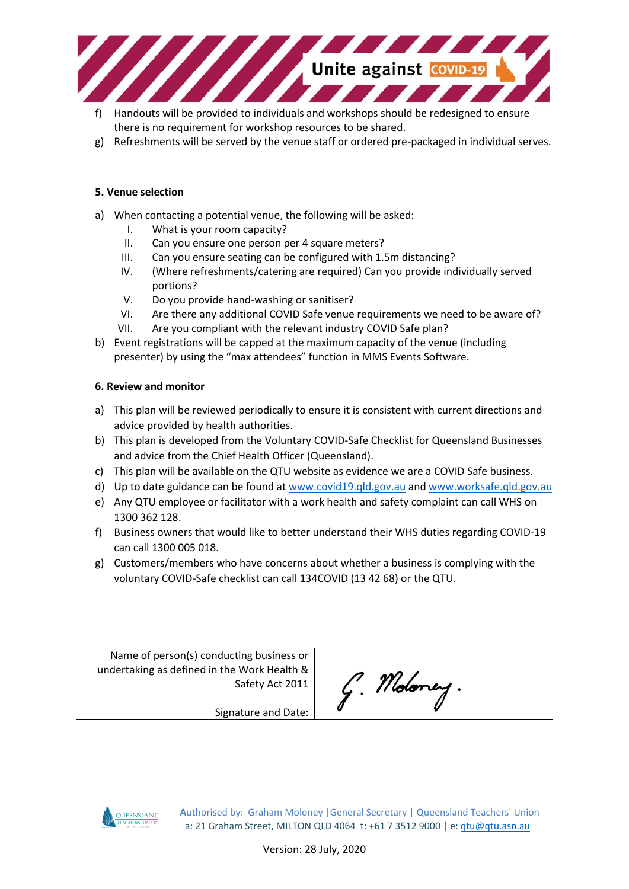f) Handouts will be provided to individuals and workshops should be redesigned to ensure there is no requirement for workshop resources to be shared.

g) Refreshments will be served by the venue staff or ordered pre-packaged in individual serves.

**5. Venue selection**

a) When contacting a potential venue, the following will be asked:
   I. What is your room capacity?
   II. Can you ensure one person per 4 square meters?
   III. Can you ensure seating can be configured with 1.5m distancing?
   IV. (Where refreshments/catering are required) Can you provide individually served portions?
   V. Do you provide hand-washing or sanitiser?
   VI. Are there any additional COVID Safe venue requirements we need to be aware of?
   VII. Are you compliant with the relevant industry COVID Safe plan?

b) Event registrations will be capped at the maximum capacity of the venue (including presenter) by using the "max attendees" function in MMS Events Software.

**6. Review and monitor**

a) This plan will be reviewed periodically to ensure it is consistent with current directions and advice provided by health authorities.

b) This plan is developed from the Voluntary COVID-Safe Checklist for Queensland Businesses and advice from the Chief Health Officer (Queensland).

c) This plan will be available on the QTU website as evidence we are a COVID Safe business.

d) Up to date guidance can be found at www.covid19.qld.gov.au and www.worksafe.qld.gov.au

e) Any QTU employee or facilitator with a work health and safety complaint can call WHS on 1300 362 128.

f) Business owners that would like to better understand their WHS duties regarding COVID-19 can call 1300 005 018.

g) Customers/members who have concerns about whether a business is complying with the voluntary COVID-Safe checklist can call 134COVID (13 42 68) or the QTU.

| | |
|---|---|
| Name of person(s) conducting business or undertaking as defined in the Work Health & Safety Act 2011<br><br>Signature and Date: | G. Moloney. |

Authorised by: Graham Moloney | General Secretary | Queensland Teachers' Union
a: 21 Graham Street, MILTON QLD 4064 t: +61 7 3512 9000 | e: qtu@qtu.asn.au

Version: 28 July, 2020